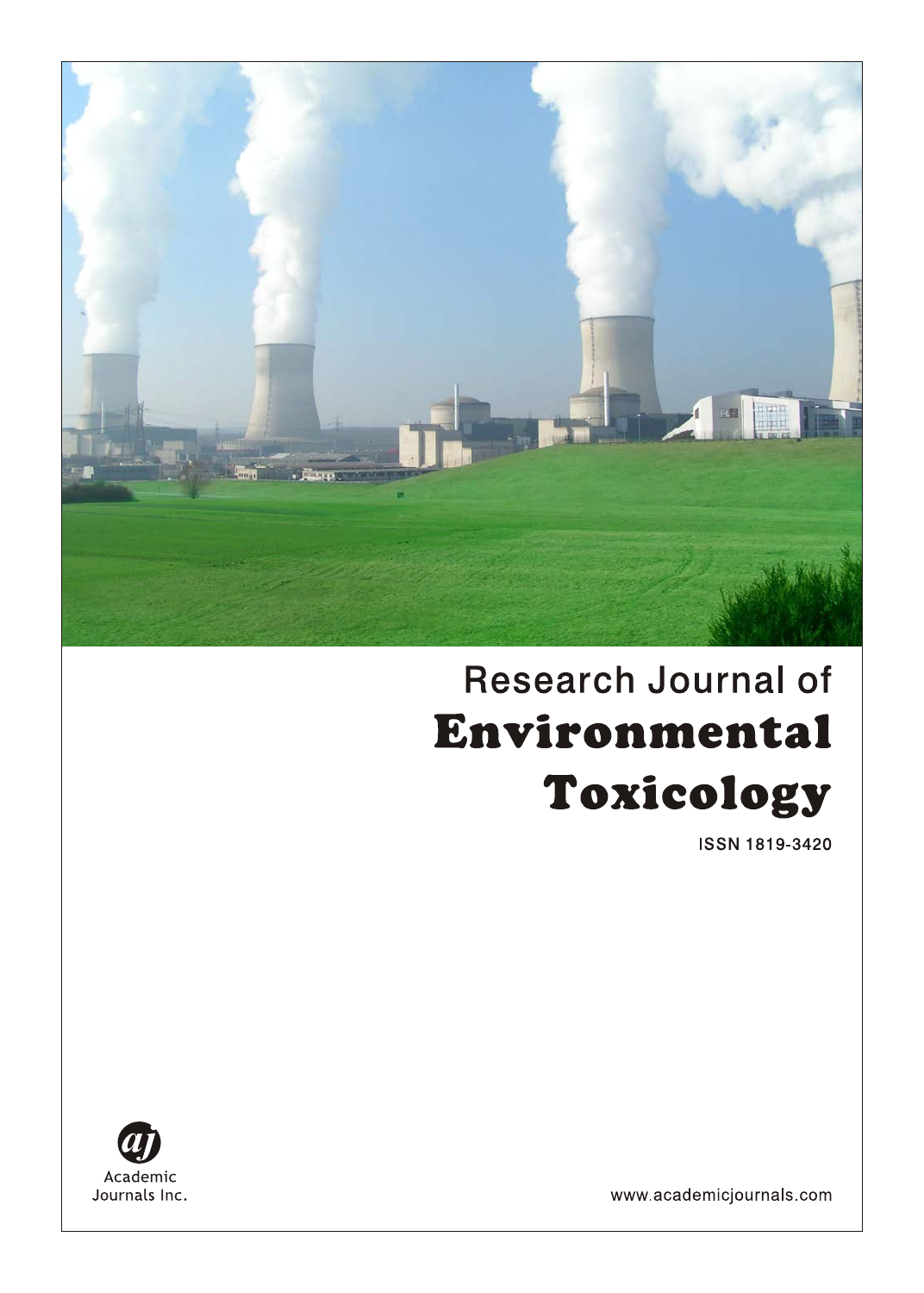Research Journal of

# Environmental Toxicology

ISSN 1819-3420

Academic Journals Inc.

www.academicjournals.com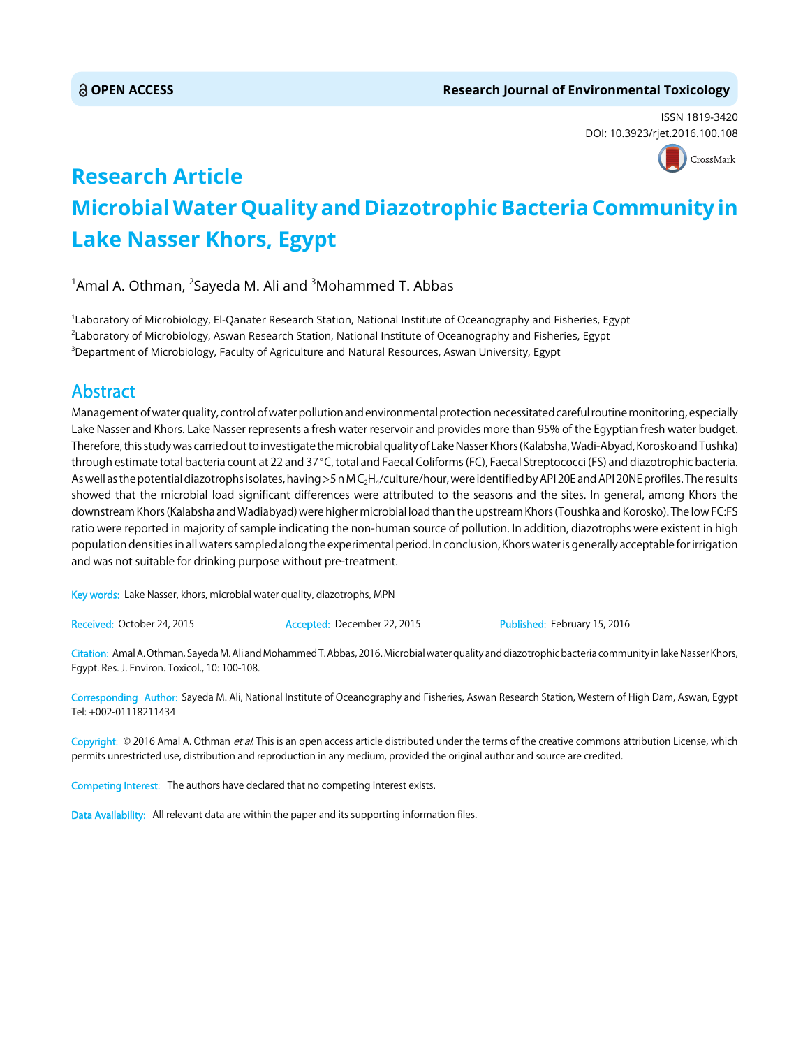# Research Article

# Microbial Water Quality and Diazotrophic Bacteria Community in Lake Nasser Khors, Egypt

[1]Amal A. Othman, [2]Sayeda M. Ali and [3]Mohammed T. Abbas

[1]Laboratory of Microbiology, El-Qanater Research Station, National Institute of Oceanography and Fisheries, Egypt
[2]Laboratory of Microbiology, Aswan Research Station, National Institute of Oceanography and Fisheries, Egypt
[3]Department of Microbiology, Faculty of Agriculture and Natural Resources, Aswan University, Egypt

## Abstract

Management of water quality, control of water pollution and environmental protection necessitated careful routine monitoring, especially Lake Nasser and Khors. Lake Nasser represents a fresh water reservoir and provides more than 95% of the Egyptian fresh water budget. Therefore, this study was carried out to investigate the microbial quality of Lake Nasser Khors (Kalabsha, Wadi-Abyad, Korosko and Tushka) through estimate total bacteria count at 22 and 37°C, total and Faecal Coliforms (FC), Faecal Streptococci (FS) and diazotrophic bacteria. As well as the potential diazotrophs isolates, having >5 n M $C_2H_4$/culture/hour, were identified by API 20E and API 20NE profiles. The results showed that the microbial load significant differences were attributed to the seasons and the sites. In general, among Khors the downstream Khors (Kalabsha and Wadiabyad) were higher microbial load than the upstream Khors (Toushka and Korosko). The low FC:FS ratio were reported in majority of sample indicating the non-human source of pollution. In addition, diazotrophs were existent in high population densities in all waters sampled along the experimental period. In conclusion, Khors water is generally acceptable for irrigation and was not suitable for drinking purpose without pre-treatment.

**Key words:** Lake Nasser, khors, microbial water quality, diazotrophs, MPN

**Received:** October 24, 2015 **Accepted:** December 22, 2015 **Published:** February 15, 2016

**Citation:** Amal A. Othman, Sayeda M. Ali and Mohammed T. Abbas, 2016. Microbial water quality and diazotrophic bacteria community in lake Nasser Khors, Egypt. Res. J. Environ. Toxicol., 10: 100-108.

**Corresponding Author:** Sayeda M. Ali, National Institute of Oceanography and Fisheries, Aswan Research Station, Western of High Dam, Aswan, Egypt Tel: +002-01118211434

**Copyright:** © 2016 Amal A. Othman *et al.* This is an open access article distributed under the terms of the creative commons attribution License, which permits unrestricted use, distribution and reproduction in any medium, provided the original author and source are credited.

**Competing Interest:** The authors have declared that no competing interest exists.

**Data Availability:** All relevant data are within the paper and its supporting information files.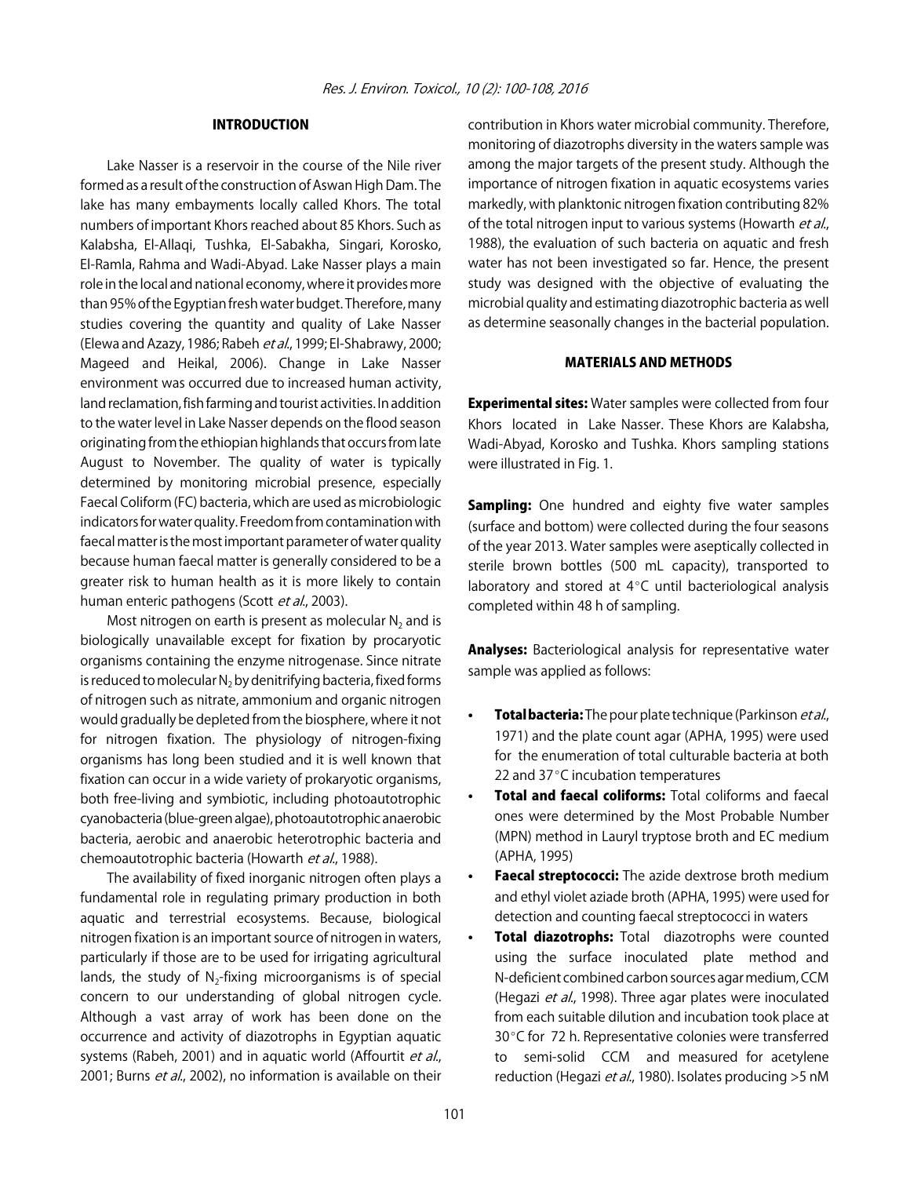## INTRODUCTION

Lake Nasser is a reservoir in the course of the Nile river formed as a result of the construction of Aswan High Dam. The lake has many embayments locally called Khors. The total numbers of important Khors reached about 85 Khors. Such as Kalabsha, El-Allaqi, Tushka, El-Sabakha, Singari, Korosko, El-Ramla, Rahma and Wadi-Abyad. Lake Nasser plays a main role in the local and national economy, where it provides more than 95% of the Egyptian fresh water budget. Therefore, many studies covering the quantity and quality of Lake Nasser (Elewa and Azazy, 1986; Rabeh *et al*., 1999; El-Shabrawy, 2000; Mageed and Heikal, 2006). Change in Lake Nasser environment was occurred due to increased human activity, land reclamation, fish farming and tourist activities. In addition to the water level in Lake Nasser depends on the flood season originating from the ethiopian highlands that occurs from late August to November. The quality of water is typically determined by monitoring microbial presence, especially Faecal Coliform (FC) bacteria, which are used as microbiologic indicators for water quality. Freedom from contamination with faecal matter is the most important parameter of water quality because human faecal matter is generally considered to be a greater risk to human health as it is more likely to contain human enteric pathogens (Scott *et al*., 2003).

Most nitrogen on earth is present as molecular $N_2$ and is biologically unavailable except for fixation by procaryotic organisms containing the enzyme nitrogenase. Since nitrate is reduced to molecular $N_2$ by denitrifying bacteria, fixed forms of nitrogen such as nitrate, ammonium and organic nitrogen would gradually be depleted from the biosphere, where it not for nitrogen fixation. The physiology of nitrogen-fixing organisms has long been studied and it is well known that fixation can occur in a wide variety of prokaryotic organisms, both free-living and symbiotic, including photoautotrophic cyanobacteria (blue-green algae), photoautotrophic anaerobic bacteria, aerobic and anaerobic heterotrophic bacteria and chemoautotrophic bacteria (Howarth *et al*., 1988).

The availability of fixed inorganic nitrogen often plays a fundamental role in regulating primary production in both aquatic and terrestrial ecosystems. Because, biological nitrogen fixation is an important source of nitrogen in waters, particularly if those are to be used for irrigating agricultural lands, the study of $N_2$-fixing microorganisms is of special concern to our understanding of global nitrogen cycle. Although a vast array of work has been done on the occurrence and activity of diazotrophs in Egyptian aquatic systems (Rabeh, 2001) and in aquatic world (Affourtit *et al*., 2001; Burns *et al*., 2002), no information is available on their contribution in Khors water microbial community. Therefore, monitoring of diazotrophs diversity in the waters sample was among the major targets of the present study. Although the importance of nitrogen fixation in aquatic ecosystems varies markedly, with planktonic nitrogen fixation contributing 82% of the total nitrogen input to various systems (Howarth *et al*., 1988), the evaluation of such bacteria on aquatic and fresh water has not been investigated so far. Hence, the present study was designed with the objective of evaluating the microbial quality and estimating diazotrophic bacteria as well as determine seasonally changes in the bacterial population.

## MATERIALS AND METHODS

**Experimental sites:** Water samples were collected from four Khors located in Lake Nasser. These Khors are Kalabsha, Wadi-Abyad, Korosko and Tushka. Khors sampling stations were illustrated in Fig. 1.

**Sampling:** One hundred and eighty five water samples (surface and bottom) were collected during the four seasons of the year 2013. Water samples were aseptically collected in sterile brown bottles (500 mL capacity), transported to laboratory and stored at 4°C until bacteriological analysis completed within 48 h of sampling.

**Analyses:** Bacteriological analysis for representative water sample was applied as follows:

- **Total bacteria:** The pour plate technique (Parkinson *et al*., 1971) and the plate count agar (APHA, 1995) were used for the enumeration of total culturable bacteria at both 22 and 37°C incubation temperatures
- **Total and faecal coliforms:** Total coliforms and faecal ones were determined by the Most Probable Number (MPN) method in Lauryl tryptose broth and EC medium (APHA, 1995)
- **Faecal streptococci:** The azide dextrose broth medium and ethyl violet aziade broth (APHA, 1995) were used for detection and counting faecal streptococci in waters
- **Total diazotrophs:** Total diazotrophs were counted using the surface inoculated plate method and N-deficient combined carbon sources agar medium, CCM (Hegazi *et al*., 1998). Three agar plates were inoculated from each suitable dilution and incubation took place at 30°C for 72 h. Representative colonies were transferred to semi-solid CCM and measured for acetylene reduction (Hegazi *et al*., 1980). Isolates producing >5 nM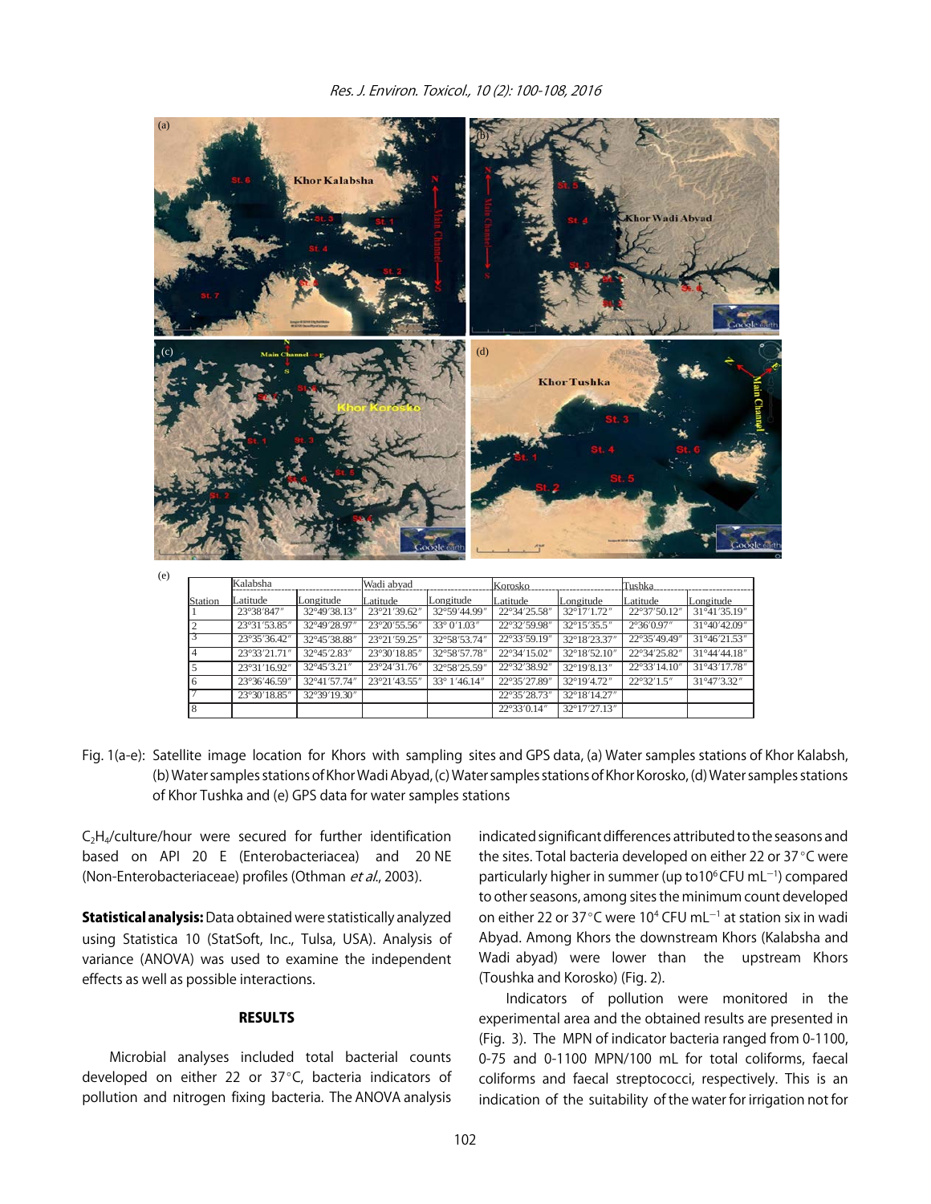(e)

| Station | Kalabsha | | Wadi abyad | | Korosko | | Tushka | |
|---|---|---|---|---|---|---|---|---|
| | Latitude | Longitude | Latitude | Longitude | Latitude | Longitude | Latitude | Longitude |
| 1 | 23°38′847″ | 32°49′38.13″ | 23°21′39.62″ | 32°59′44.99″ | 22°34′25.58″ | 32°17′1.72″ | 22°37′50.12″ | 31°41′35.19″ |
| 2 | 23°31′53.85″ | 32°49′28.97″ | 23°20′55.56″ | 33° 0′1.03″ | 22°32′59.98″ | 32°15′35.5″ | 2°36′0.97″ | 31°40′42.09″ |
| 3 | 23°35′36.42″ | 32°45′38.88″ | 23°21′59.25″ | 32°58′53.74″ | 22°33′59.19″ | 32°18′23.37″ | 22°35′49.49″ | 31°46′21.53″ |
| 4 | 23°33′21.71″ | 32°45′2.83″ | 23°30′18.85″ | 32°58′57.78″ | 22°34′15.02″ | 32°18′52.10″ | 22°34′25.82″ | 31°44′44.18″ |
| 5 | 23°31′16.92″ | 32°45′3.21″ | 23°24′31.76″ | 32°58′25.59″ | 22°32′38.92″ | 32°19′8.13″ | 22°33′14.10″ | 31°43′17.78″ |
| 6 | 23°36′46.59″ | 32°41′57.74″ | 23°21′43.55″ | 33° 1′46.14″ | 22°35′27.89″ | 32°19′4.72″ | 22°32′1.5″ | 31°47′3.32″ |
| 7 | 23°30′18.85″ | 32°39′19.30″ | | | 22°35′28.73″ | 32°18′14.27″ | | |
| 8 | | | | | 22°33′0.14″ | 32°17′27.13″ | | |

Fig. 1(a-e): Satellite image location for Khors with sampling sites and GPS data, (a) Water samples stations of Khor Kalabsh, (b) Water samples stations of Khor Wadi Abyad, (c) Water samples stations of Khor Korosko, (d) Water samples stations of Khor Tushka and (e) GPS data for water samples stations

$C_2H_4$/culture/hour were secured for further identification based on API 20 E (Enterobacteriacea) and 20 NE (Non-Enterobacteriaceae) profiles (Othman *et al*., 2003).

**Statistical analysis:** Data obtained were statistically analyzed using Statistica 10 (StatSoft, Inc., Tulsa, USA). Analysis of variance (ANOVA) was used to examine the independent effects as well as possible interactions.

## RESULTS

Microbial analyses included total bacterial counts developed on either 22 or 37°C, bacteria indicators of pollution and nitrogen fixing bacteria. The ANOVA analysis indicated significant differences attributed to the seasons and the sites. Total bacteria developed on either 22 or 37°C were particularly higher in summer (up to$10^6$ CFU $mL^{-1}$) compared to other seasons, among sites the minimum count developed on either 22 or 37°C were $10^4$ CFU $mL^{-1}$ at station six in wadi Abyad. Among Khors the downstream Khors (Kalabsha and Wadi abyad) were lower than the upstream Khors (Toushka and Korosko) (Fig. 2).

Indicators of pollution were monitored in the experimental area and the obtained results are presented in (Fig. 3). The MPN of indicator bacteria ranged from 0-1100, 0-75 and 0-1100 MPN/100 mL for total coliforms, faecal coliforms and faecal streptococci, respectively. This is an indication of the suitability of the water for irrigation not for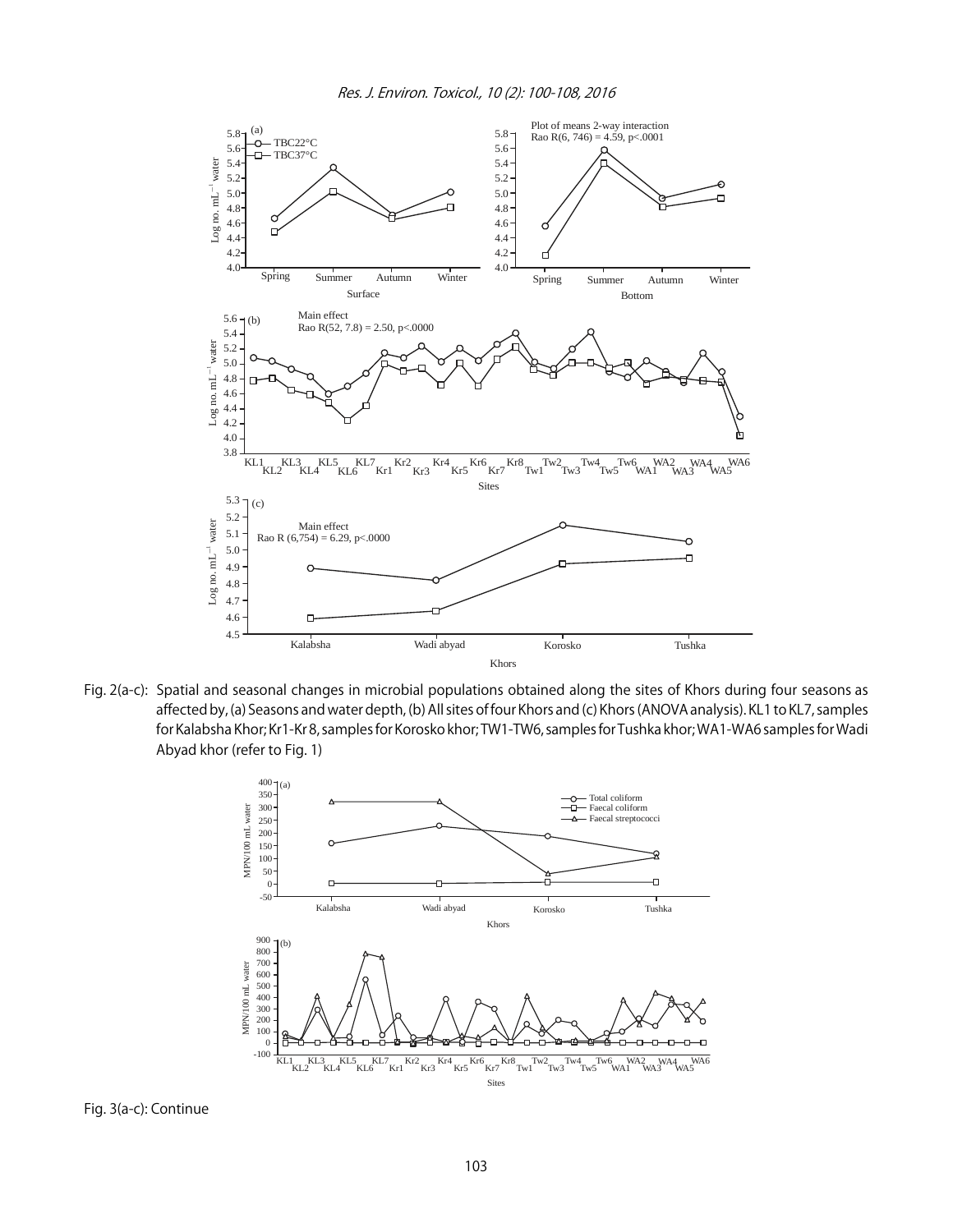Fig. 2(a-c): Spatial and seasonal changes in microbial populations obtained along the sites of Khors during four seasons as affected by, (a) Seasons and water depth, (b) All sites of four Khors and (c) Khors (ANOVA analysis). KL1 to KL7, samples for Kalabsha Khor; Kr1-Kr 8, samples for Korosko khor; TW1-TW6, samples for Tushka khor; WA1-WA6 samples for Wadi Abyad khor (refer to Fig. 1)

Fig. 3(a-c): Continue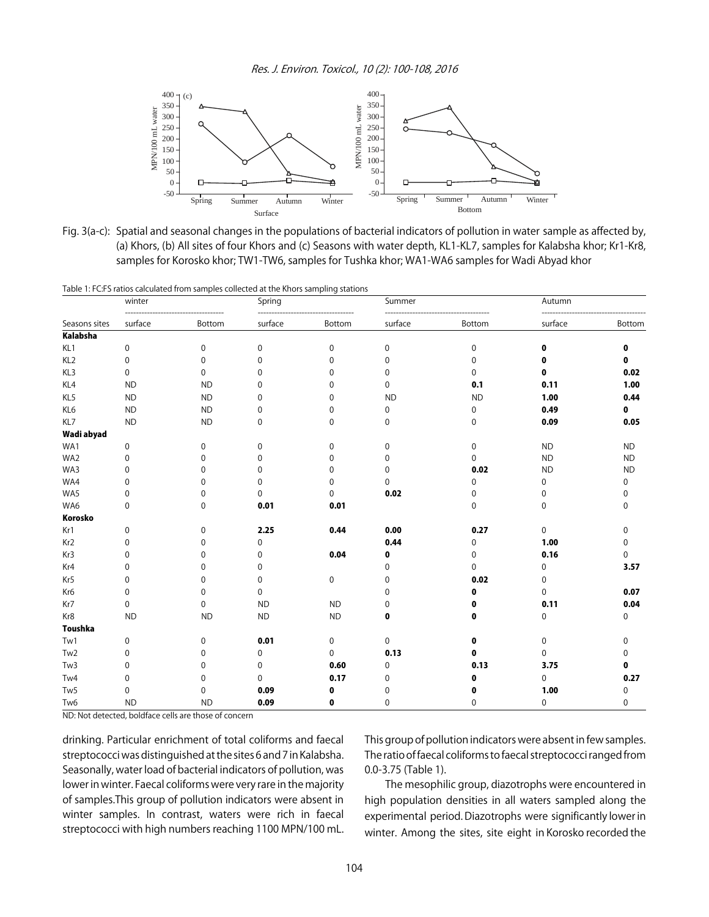Fig. 3(a-c): Spatial and seasonal changes in the populations of bacterial indicators of pollution in water sample as affected by, (a) Khors, (b) All sites of four Khors and (c) Seasons with water depth, KL1-KL7, samples for Kalabsha khor; Kr1-Kr8, samples for Korosko khor; TW1-TW6, samples for Tushka khor; WA1-WA6 samples for Wadi Abyad khor

Table 1: FC:FS ratios calculated from samples collected at the Khors sampling stations

| | winter | | Spring | | Summer | | Autumn | |
|---|---|---|---|---|---|---|---|---|
| Seasons sites | surface | Bottom | surface | Bottom | surface | Bottom | surface | Bottom |
| **Kalabsha** | | | | | | | | |
| KL1 | 0 | 0 | 0 | 0 | 0 | 0 | **0** | **0** |
| KL2 | 0 | 0 | 0 | 0 | 0 | 0 | **0** | **0** |
| KL3 | 0 | 0 | 0 | 0 | 0 | 0 | **0** | **0.02** |
| KL4 | ND | ND | 0 | 0 | 0 | **0.1** | **0.11** | **1.00** |
| KL5 | ND | ND | 0 | 0 | ND | ND | **1.00** | **0.44** |
| KL6 | ND | ND | 0 | 0 | 0 | 0 | **0.49** | **0** |
| KL7 | ND | ND | 0 | 0 | 0 | 0 | **0.09** | **0.05** |
| **Wadi abyad** | | | | | | | | |
| WA1 | 0 | 0 | 0 | 0 | 0 | 0 | ND | ND |
| WA2 | 0 | 0 | 0 | 0 | 0 | 0 | ND | ND |
| WA3 | 0 | 0 | 0 | 0 | 0 | **0.02** | ND | ND |
| WA4 | 0 | 0 | 0 | 0 | 0 | 0 | 0 | 0 |
| WA5 | 0 | 0 | 0 | 0 | **0.02** | 0 | 0 | 0 |
| WA6 | 0 | 0 | **0.01** | **0.01** | | 0 | 0 | 0 |
| **Korosko** | | | | | | | | |
| Kr1 | 0 | 0 | **2.25** | **0.44** | **0.00** | **0.27** | 0 | 0 |
| Kr2 | 0 | 0 | 0 | | **0.44** | 0 | **1.00** | 0 |
| Kr3 | 0 | 0 | 0 | **0.04** | **0** | 0 | **0.16** | 0 |
| Kr4 | 0 | 0 | 0 | | 0 | 0 | 0 | **3.57** |
| Kr5 | 0 | 0 | 0 | 0 | 0 | **0.02** | 0 | |
| Kr6 | 0 | 0 | 0 | | 0 | **0** | 0 | **0.07** |
| Kr7 | 0 | 0 | ND | ND | 0 | **0** | **0.11** | **0.04** |
| Kr8 | ND | ND | ND | ND | **0** | **0** | 0 | 0 |
| **Toushka** | | | | | | | | |
| Tw1 | 0 | 0 | **0.01** | 0 | 0 | **0** | 0 | 0 |
| Tw2 | 0 | 0 | 0 | 0 | **0.13** | **0** | 0 | 0 |
| Tw3 | 0 | 0 | 0 | **0.60** | 0 | **0.13** | **3.75** | **0** |
| Tw4 | 0 | 0 | 0 | **0.17** | 0 | **0** | 0 | **0.27** |
| Tw5 | 0 | 0 | **0.09** | **0** | 0 | **0** | **1.00** | 0 |
| Tw6 | ND | ND | **0.09** | **0** | 0 | 0 | 0 | 0 |

ND: Not detected, boldface cells are those of concern

drinking. Particular enrichment of total coliforms and faecal streptococci was distinguished at the sites 6 and 7 in Kalabsha. Seasonally, water load of bacterial indicators of pollution, was lower in winter. Faecal coliforms were very rare in the majority of samples. This group of pollution indicators were absent in winter samples. In contrast, waters were rich in faecal streptococci with high numbers reaching 1100 MPN/100 mL. This group of pollution indicators were absent in few samples. The ratio of faecal coliforms to faecal streptococci ranged from 0.0-3.75 (Table 1).

The mesophilic group, diazotrophs were encountered in high population densities in all waters sampled along the experimental period. Diazotrophs were significantly lower in winter. Among the sites, site eight in Korosko recorded the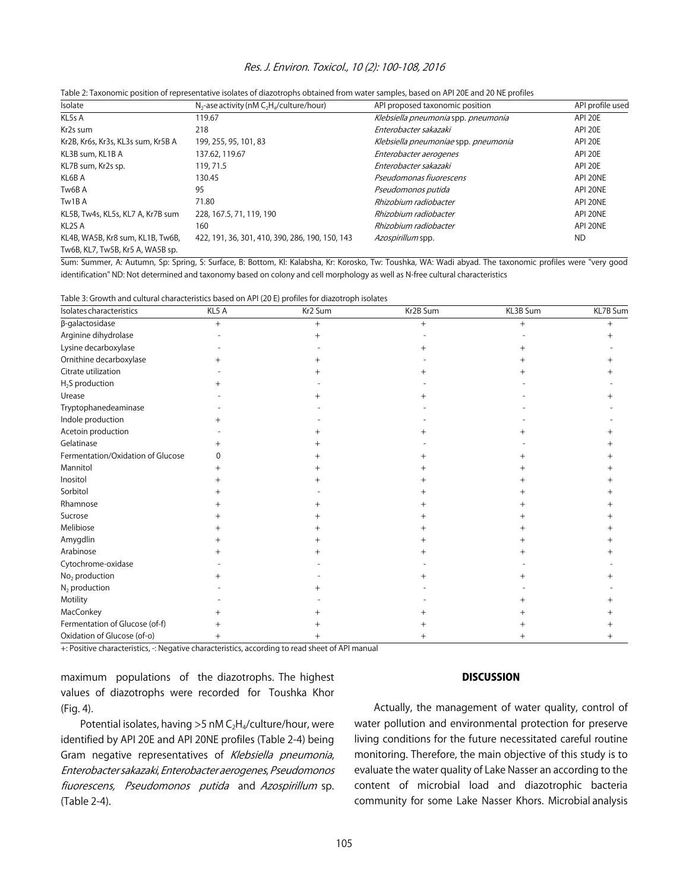Table 2: Taxonomic position of representative isolates of diazotrophs obtained from water samples, based on API 20E and 20 NE profiles

| Isolate | $N_2$-ase activity (nM $C_2H_4$/culture/hour) | API proposed taxonomic position | API profile used |
|---|---|---|---|
| KL5s A | 119.67 | *Klebsiella pneumonia* spp. *pneumonia* | API 20E |
| Kr2s sum | 218 | *Enterobacter sakazaki* | API 20E |
| Kr2B, Kr6s, Kr3s, KL3s sum, Kr5B A | 199, 255, 95, 101, 83 | *Klebsiella pneumoniae* spp. *pneumonia* | API 20E |
| KL3B sum, KL1B A | 137.62, 119.67 | *Enterobacter aerogenes* | API 20E |
| KL7B sum, Kr2s sp. | 119, 71.5 | *Enterobacter sakazaki* | API 20E |
| KL6B A | 130.45 | *Pseudomonas fiuorescens* | API 20NE |
| Tw6B A | 95 | *Pseudomonos putida* | API 20NE |
| Tw1B A | 71.80 | *Rhizobium radiobacter* | API 20NE |
| KL5B, Tw4s, KL5s, KL7 A, Kr7B sum | 228, 167.5, 71, 119, 190 | *Rhizobium radiobacter* | API 20NE |
| KL2S A | 160 | *Rhizobium radiobacter* | API 20NE |
| KL4B, WA5B, Kr8 sum, KL1B, Tw6B, Tw6B, KL7, Tw5B, Kr5 A, WA5B sp. | 422, 191, 36, 301, 410, 390, 286, 190, 150, 143 | *Azospirillum* spp. | ND |

Sum: Summer, A: Autumn, Sp: Spring, S: Surface, B: Bottom, Kl: Kalabsha, Kr: Korosko, Tw: Toushka, WA: Wadi abyad. The taxonomic profiles were "very good identification" ND: Not determined and taxonomy based on colony and cell morphology as well as N-free cultural characteristics

Table 3: Growth and cultural characteristics based on API (20 E) profiles for diazotroph isolates

| Isolates characteristics | KL5 A | Kr2 Sum | Kr2B Sum | KL3B Sum | KL7B Sum |
|---|---|---|---|---|---|
| β-galactosidase | + | + | + | + | + |
| Arginine dihydrolase | - | + | - | - | + |
| Lysine decarboxylase | - | - | + | + | - |
| Ornithine decarboxylase | + | + | - | + | + |
| Citrate utilization | - | + | + | + | + |
| $H_2S$ production | + | - | - | - | - |
| Urease | - | + | + | - | + |
| Tryptophanedeaminase | - | - | - | - | - |
| Indole production | + | - | - | - | - |
| Acetoin production | - | + | + | + | + |
| Gelatinase | + | + | - | - | + |
| Fermentation/Oxidation of Glucose | 0 | + | + | + | + |
| Mannitol | + | + | + | + | + |
| Inositol | + | + | + | + | + |
| Sorbitol | + | - | + | + | + |
| Rhamnose | + | + | + | + | + |
| Sucrose | + | + | + | + | + |
| Melibiose | + | + | + | + | + |
| Amygdlin | + | + | + | + | + |
| Arabinose | + | + | + | + | + |
| Cytochrome-oxidase | - | - | - | - | - |
| $No_2$ production | + | - | + | + | + |
| $N_2$ production | - | + | - | - | - |
| Motility | - | - | - | + | + |
| MacConkey | + | + | + | + | + |
| Fermentation of Glucose (of-f) | + | + | + | + | + |
| Oxidation of Glucose (of-o) | + | + | + | + | + |

+: Positive characteristics, -: Negative characteristics, according to read sheet of API manual

maximum populations of the diazotrophs. The highest values of diazotrophs were recorded for Toushka Khor (Fig. 4).

Potential isolates, having >5 nM $C_2H_4$/culture/hour, were identified by API 20E and API 20NE profiles (Table 2-4) being Gram negative representatives of *Klebsiella pneumonia*, *Enterobacter sakazaki*, *Enterobacter aerogenes*, *Pseudomonos fiuorescens*, *Pseudomonos putida* and *Azospirillum* sp. (Table 2-4).

## DISCUSSION

Actually, the management of water quality, control of water pollution and environmental protection for preserve living conditions for the future necessitated careful routine monitoring. Therefore, the main objective of this study is to evaluate the water quality of Lake Nasser an according to the content of microbial load and diazotrophic bacteria community for some Lake Nasser Khors. Microbial analysis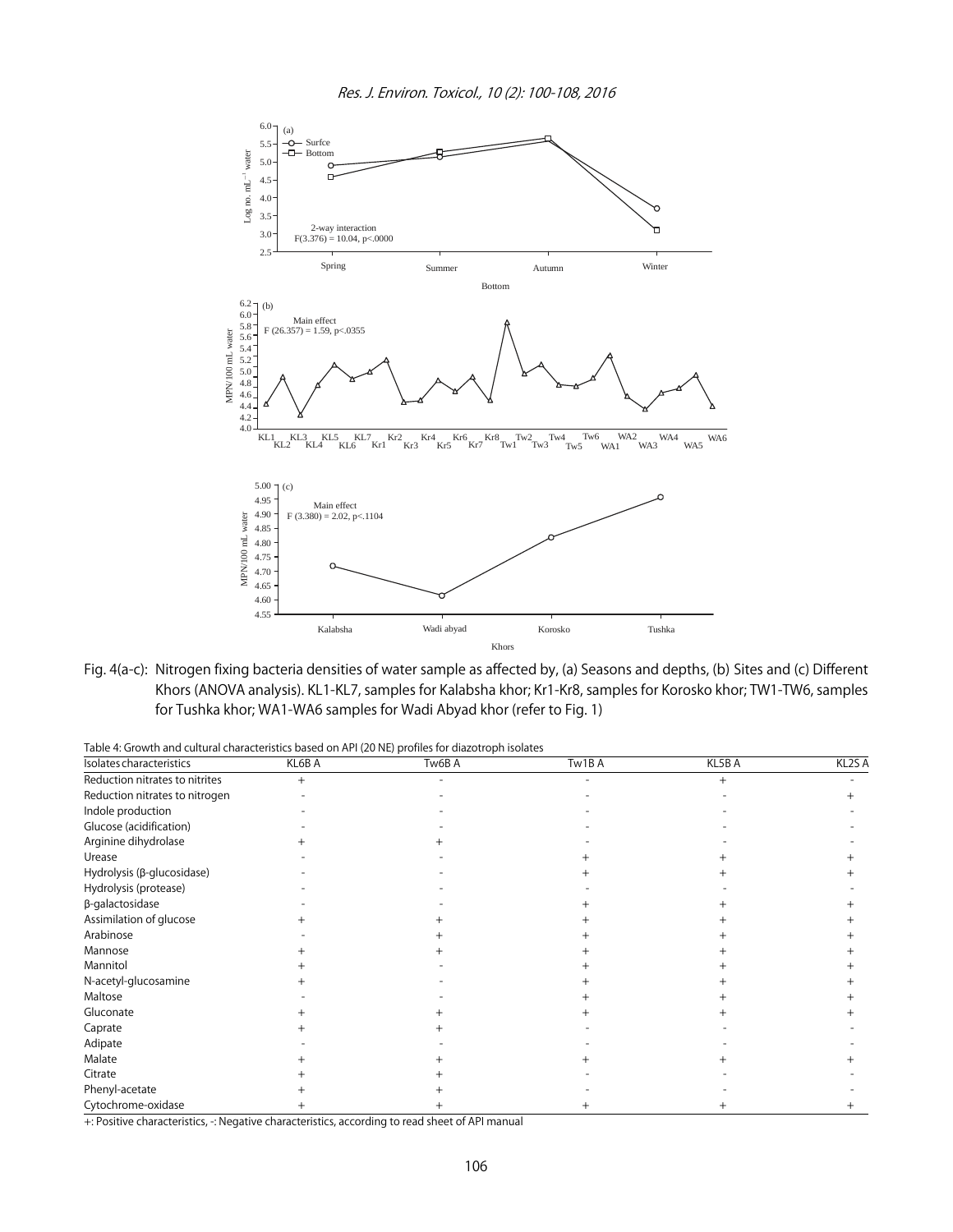Fig. 4(a-c): Nitrogen fixing bacteria densities of water sample as affected by, (a) Seasons and depths, (b) Sites and (c) Different Khors (ANOVA analysis). KL1-KL7, samples for Kalabsha khor; Kr1-Kr8, samples for Korosko khor; TW1-TW6, samples for Tushka khor; WA1-WA6 samples for Wadi Abyad khor (refer to Fig. 1)

Table 4: Growth and cultural characteristics based on API (20 NE) profiles for diazotroph isolates

| Isolates characteristics | KL6B A | Tw6B A | Tw1B A | KL5B A | KL2S A |
|---|---|---|---|---|---|
| Reduction nitrates to nitrites | + | - | - | + | - |
| Reduction nitrates to nitrogen | - | - | - | - | + |
| Indole production | - | - | - | - | - |
| Glucose (acidification) | - | - | - | - | - |
| Arginine dihydrolase | + | + | - | - | - |
| Urease | - | - | + | + | + |
| Hydrolysis (β-glucosidase) | - | - | + | + | + |
| Hydrolysis (protease) | - | - | - | - | - |
| β-galactosidase | - | - | + | + | + |
| Assimilation of glucose | + | + | + | + | + |
| Arabinose | - | + | + | + | + |
| Mannose | + | + | + | + | + |
| Mannitol | + | - | + | + | + |
| N-acetyl-glucosamine | + | - | + | + | + |
| Maltose | - | - | + | + | + |
| Gluconate | + | + | + | + | + |
| Caprate | + | + | - | - | - |
| Adipate | - | - | - | - | - |
| Malate | + | + | + | + | + |
| Citrate | + | + | - | - | - |
| Phenyl-acetate | + | + | - | - | - |
| Cytochrome-oxidase | + | + | + | + | + |

+: Positive characteristics, -: Negative characteristics, according to read sheet of API manual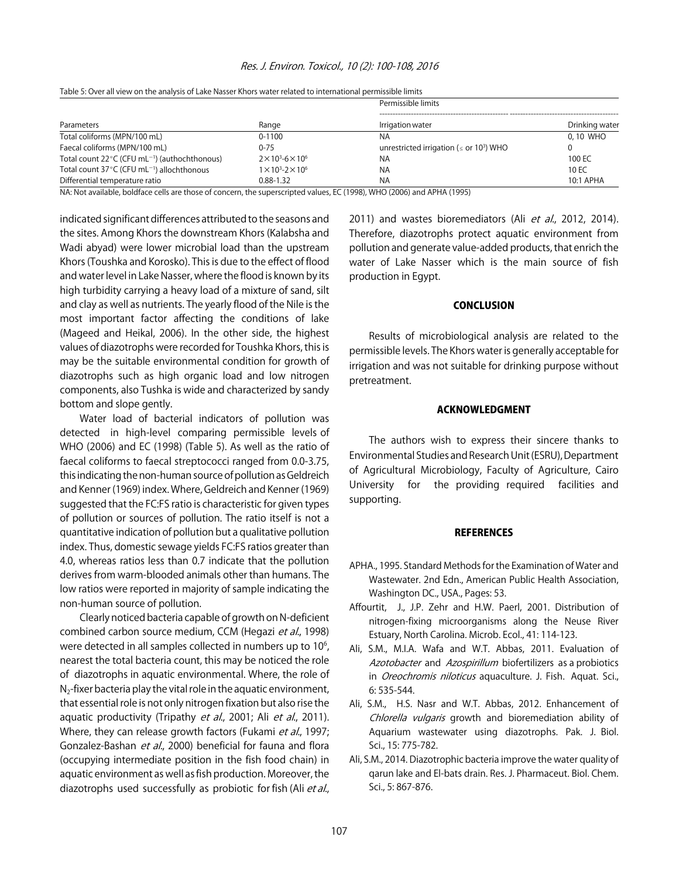Table 5: Over all view on the analysis of Lake Nasser Khors water related to international permissible limits

| Parameters | Range | Permissible limits | |
|---|---|---|---|
| | | Irrigation water | Drinking water |
| Total coliforms (MPN/100 mL) | 0-1100 | NA | 0, 10 WHO |
| Faecal coliforms (MPN/100 mL) | 0-75 | unrestricted irrigation (≤ or $10^3$) WHO | 0 |
| Total count 22°C (CFU $mL^{-1}$) (authochthonous) | $2\times10^3$-$6\times10^6$ | NA | 100 EC |
| Total count 37°C (CFU $mL^{-1}$) allochthonous | $1\times10^3$-$2\times10^6$ | NA | 10 EC |
| Differential temperature ratio | 0.88-1.32 | NA | 10:1 APHA |

NA: Not available, boldface cells are those of concern, the superscripted values, EC (1998), WHO (2006) and APHA (1995)

indicated significant differences attributed to the seasons and the sites. Among Khors the downstream Khors (Kalabsha and Wadi abyad) were lower microbial load than the upstream Khors (Toushka and Korosko). This is due to the effect of flood and water level in Lake Nasser, where the flood is known by its high turbidity carrying a heavy load of a mixture of sand, silt and clay as well as nutrients. The yearly flood of the Nile is the most important factor affecting the conditions of lake (Mageed and Heikal, 2006). In the other side, the highest values of diazotrophs were recorded for Toushka Khors, this is may be the suitable environmental condition for growth of diazotrophs such as high organic load and low nitrogen components, also Tushka is wide and characterized by sandy bottom and slope gently.

Water load of bacterial indicators of pollution was detected in high-level comparing permissible levels of WHO (2006) and EC (1998) (Table 5). As well as the ratio of faecal coliforms to faecal streptococci ranged from 0.0-3.75, this indicating the non-human source of pollution as Geldreich and Kenner (1969) index. Where, Geldreich and Kenner (1969) suggested that the FC:FS ratio is characteristic for given types of pollution or sources of pollution. The ratio itself is not a quantitative indication of pollution but a qualitative pollution index. Thus, domestic sewage yields FC:FS ratios greater than 4.0, whereas ratios less than 0.7 indicate that the pollution derives from warm-blooded animals other than humans. The low ratios were reported in majority of sample indicating the non-human source of pollution.

Clearly noticed bacteria capable of growth on N-deficient combined carbon source medium, CCM (Hegazi *et al*., 1998) were detected in all samples collected in numbers up to $10^6$, nearest the total bacteria count, this may be noticed the role of diazotrophs in aquatic environmental. Where, the role of $N_2$-fixer bacteria play the vital role in the aquatic environment, that essential role is not only nitrogen fixation but also rise the aquatic productivity (Tripathy *et al*., 2001; Ali *et al*., 2011). Where, they can release growth factors (Fukami *et al*., 1997; Gonzalez-Bashan *et al*., 2000) beneficial for fauna and flora (occupying intermediate position in the fish food chain) in aquatic environment as well as fish production. Moreover, the diazotrophs used successfully as probiotic for fish (Ali *et al*., 2011) and wastes bioremediators (Ali *et al*., 2012, 2014). Therefore, diazotrophs protect aquatic environment from pollution and generate value-added products, that enrich the water of Lake Nasser which is the main source of fish production in Egypt.

## CONCLUSION

Results of microbiological analysis are related to the permissible levels. The Khors water is generally acceptable for irrigation and was not suitable for drinking purpose without pretreatment.

## ACKNOWLEDGMENT

The authors wish to express their sincere thanks to Environmental Studies and Research Unit (ESRU), Department of Agricultural Microbiology, Faculty of Agriculture, Cairo University for the providing required facilities and supporting.

## REFERENCES

- APHA., 1995. Standard Methods for the Examination of Water and Wastewater. 2nd Edn., American Public Health Association, Washington DC., USA., Pages: 53.
- Affourtit, J., J.P. Zehr and H.W. Paerl, 2001. Distribution of nitrogen-fixing microorganisms along the Neuse River Estuary, North Carolina. Microb. Ecol., 41: 114-123.
- Ali, S.M., M.I.A. Wafa and W.T. Abbas, 2011. Evaluation of *Azotobacter* and *Azospirillum* biofertilizers as a probiotics in *Oreochromis niloticus* aquaculture. J. Fish. Aquat. Sci., 6: 535-544.
- Ali, S.M., H.S. Nasr and W.T. Abbas, 2012. Enhancement of *Chlorella vulgaris* growth and bioremediation ability of Aquarium wastewater using diazotrophs. Pak. J. Biol. Sci., 15: 775-782.
- Ali, S.M., 2014. Diazotrophic bacteria improve the water quality of qarun lake and El-bats drain. Res. J. Pharmaceut. Biol. Chem. Sci., 5: 867-876.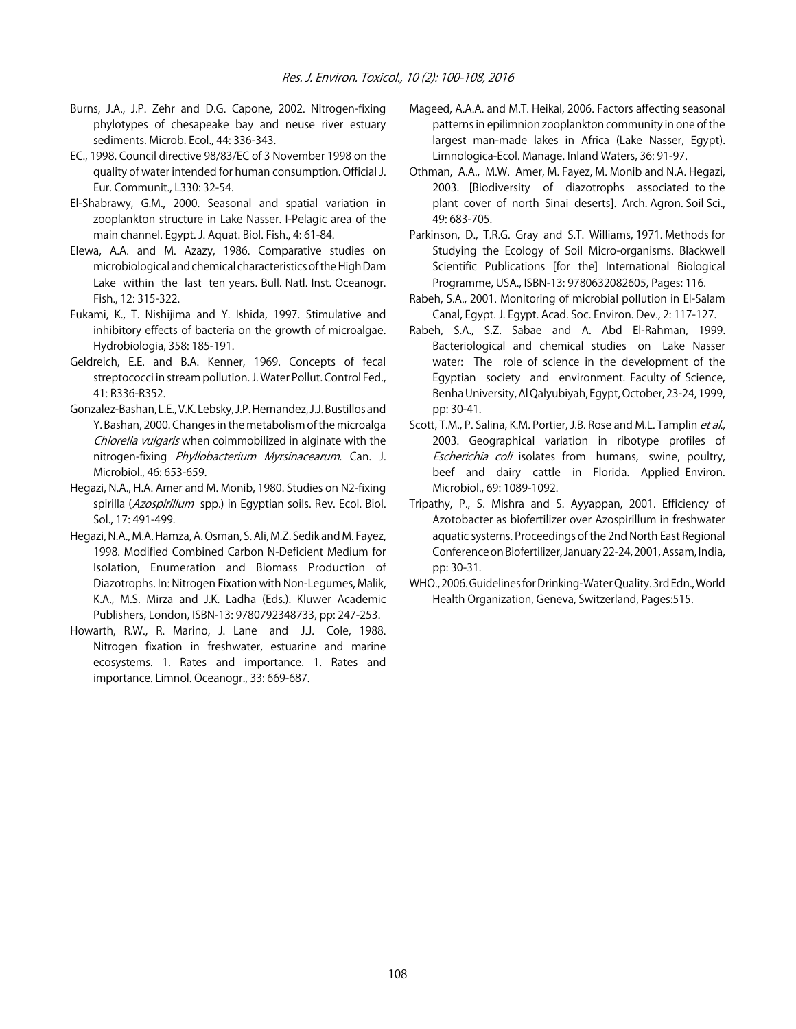Burns, J.A., J.P. Zehr and D.G. Capone, 2002. Nitrogen-fixing phylotypes of chesapeake bay and neuse river estuary sediments. Microb. Ecol., 44: 336-343.

EC., 1998. Council directive 98/83/EC of 3 November 1998 on the quality of water intended for human consumption. Official J. Eur. Communit., L330: 32-54.

El-Shabrawy, G.M., 2000. Seasonal and spatial variation in zooplankton structure in Lake Nasser. I-Pelagic area of the main channel. Egypt. J. Aquat. Biol. Fish., 4: 61-84.

Elewa, A.A. and M. Azazy, 1986. Comparative studies on microbiological and chemical characteristics of the High Dam Lake within the last ten years. Bull. Natl. Inst. Oceanogr. Fish., 12: 315-322.

Fukami, K., T. Nishijima and Y. Ishida, 1997. Stimulative and inhibitory effects of bacteria on the growth of microalgae. Hydrobiologia, 358: 185-191.

Geldreich, E.E. and B.A. Kenner, 1969. Concepts of fecal streptococci in stream pollution. J. Water Pollut. Control Fed., 41: R336-R352.

Gonzalez-Bashan, L.E., V.K. Lebsky, J.P. Hernandez, J.J. Bustillos and Y. Bashan, 2000. Changes in the metabolism of the microalga *Chlorella vulgaris* when coimmobilized in alginate with the nitrogen-fixing *Phyllobacterium Myrsinacearum*. Can. J. Microbiol., 46: 653-659.

Hegazi, N.A., H.A. Amer and M. Monib, 1980. Studies on N2-fixing spirilla (*Azospirillum* spp.) in Egyptian soils. Rev. Ecol. Biol. Sol., 17: 491-499.

Hegazi, N.A., M.A. Hamza, A. Osman, S. Ali, M.Z. Sedik and M. Fayez, 1998. Modified Combined Carbon N-Deficient Medium for Isolation, Enumeration and Biomass Production of Diazotrophs. In: Nitrogen Fixation with Non-Legumes, Malik, K.A., M.S. Mirza and J.K. Ladha (Eds.). Kluwer Academic Publishers, London, ISBN-13: 9780792348733, pp: 247-253.

Howarth, R.W., R. Marino, J. Lane and J.J. Cole, 1988. Nitrogen fixation in freshwater, estuarine and marine ecosystems. 1. Rates and importance. 1. Rates and importance. Limnol. Oceanogr., 33: 669-687.

Mageed, A.A.A. and M.T. Heikal, 2006. Factors affecting seasonal patterns in epilimnion zooplankton community in one of the largest man-made lakes in Africa (Lake Nasser, Egypt). Limnologica-Ecol. Manage. Inland Waters, 36: 91-97.

Othman, A.A., M.W. Amer, M. Fayez, M. Monib and N.A. Hegazi, 2003. [Biodiversity of diazotrophs associated to the plant cover of north Sinai deserts]. Arch. Agron. Soil Sci., 49: 683-705.

Parkinson, D., T.R.G. Gray and S.T. Williams, 1971. Methods for Studying the Ecology of Soil Micro-organisms. Blackwell Scientific Publications [for the] International Biological Programme, USA., ISBN-13: 9780632082605, Pages: 116.

Rabeh, S.A., 2001. Monitoring of microbial pollution in El-Salam Canal, Egypt. J. Egypt. Acad. Soc. Environ. Dev., 2: 117-127.

Rabeh, S.A., S.Z. Sabae and A. Abd El-Rahman, 1999. Bacteriological and chemical studies on Lake Nasser water: The role of science in the development of the Egyptian society and environment. Faculty of Science, Benha University, Al Qalyubiyah, Egypt, October, 23-24, 1999, pp: 30-41.

Scott, T.M., P. Salina, K.M. Portier, J.B. Rose and M.L. Tamplin *et al*., 2003. Geographical variation in ribotype profiles of *Escherichia coli* isolates from humans, swine, poultry, beef and dairy cattle in Florida. Applied Environ. Microbiol., 69: 1089-1092.

Tripathy, P., S. Mishra and S. Ayyappan, 2001. Efficiency of Azotobacter as biofertilizer over Azospirillum in freshwater aquatic systems. Proceedings of the 2nd North East Regional Conference on Biofertilizer, January 22-24, 2001, Assam, India, pp: 30-31.

WHO., 2006. Guidelines for Drinking-Water Quality. 3rd Edn., World Health Organization, Geneva, Switzerland, Pages:515.